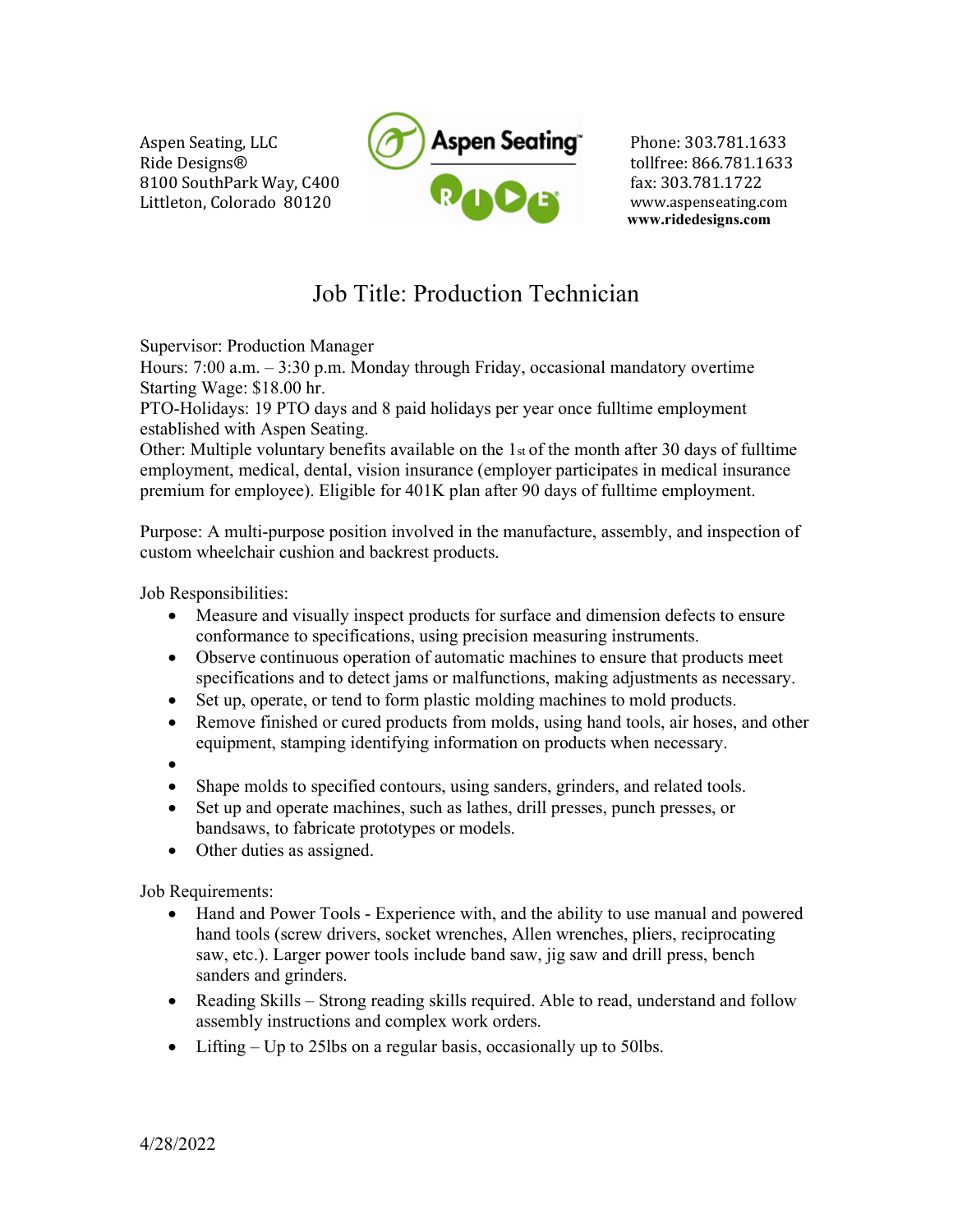Aspen Seating, LLC
Ride Designs®
8100 SouthPark Way, C400
Littleton, Colorado 80120

Phone: 303.781.1633
tollfree: 866.781.1633
fax: 303.781.1722
www.aspenseating.com
**www.ridedesigns.com**

# Job Title: Production Technician

Supervisor: Production Manager
Hours: 7:00 a.m. – 3:30 p.m. Monday through Friday, occasional mandatory overtime
Starting Wage: $18.00 hr.
PTO-Holidays: 19 PTO days and 8 paid holidays per year once fulltime employment established with Aspen Seating.
Other: Multiple voluntary benefits available on the 1st of the month after 30 days of fulltime employment, medical, dental, vision insurance (employer participates in medical insurance premium for employee). Eligible for 401K plan after 90 days of fulltime employment.

Purpose: A multi-purpose position involved in the manufacture, assembly, and inspection of custom wheelchair cushion and backrest products.

Job Responsibilities:

- Measure and visually inspect products for surface and dimension defects to ensure conformance to specifications, using precision measuring instruments.
- Observe continuous operation of automatic machines to ensure that products meet specifications and to detect jams or malfunctions, making adjustments as necessary.
- Set up, operate, or tend to form plastic molding machines to mold products.
- Remove finished or cured products from molds, using hand tools, air hoses, and other equipment, stamping identifying information on products when necessary.
- 
- Shape molds to specified contours, using sanders, grinders, and related tools.
- Set up and operate machines, such as lathes, drill presses, punch presses, or bandsaws, to fabricate prototypes or models.
- Other duties as assigned.

Job Requirements:

- Hand and Power Tools - Experience with, and the ability to use manual and powered hand tools (screw drivers, socket wrenches, Allen wrenches, pliers, reciprocating saw, etc.). Larger power tools include band saw, jig saw and drill press, bench sanders and grinders.
- Reading Skills – Strong reading skills required. Able to read, understand and follow assembly instructions and complex work orders.
- Lifting – Up to 25lbs on a regular basis, occasionally up to 50lbs.

4/28/2022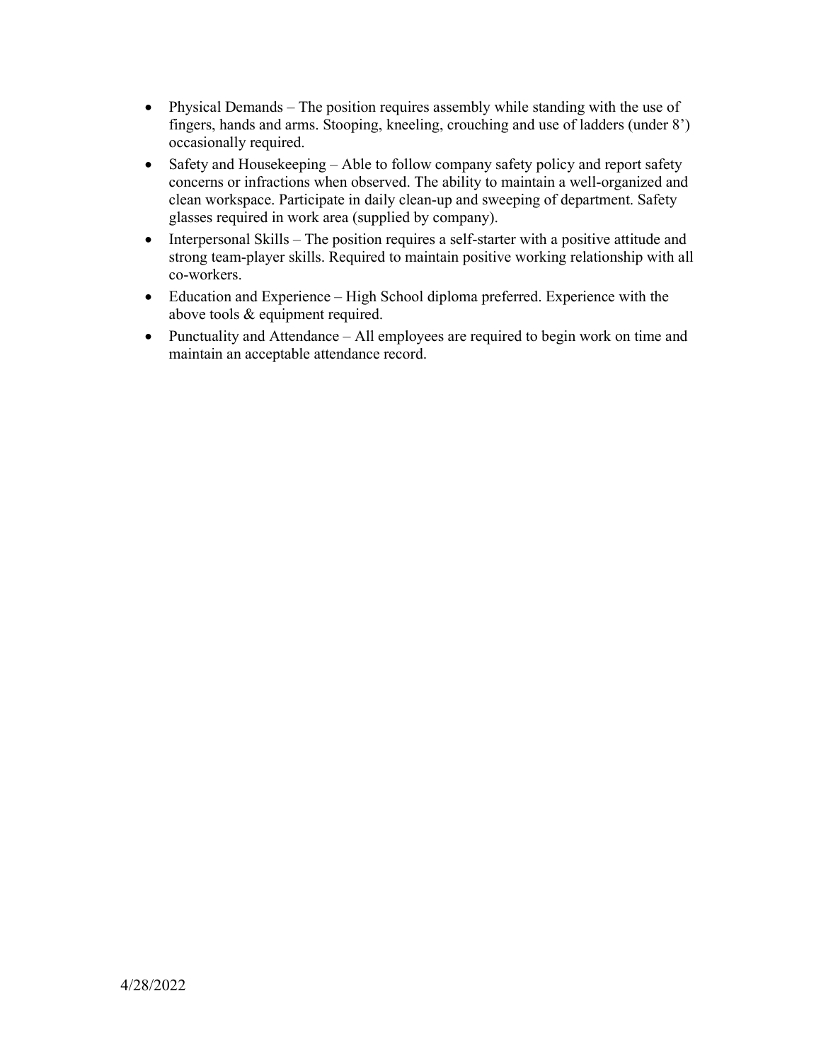- Physical Demands – The position requires assembly while standing with the use of fingers, hands and arms. Stooping, kneeling, crouching and use of ladders (under 8') occasionally required.
- Safety and Housekeeping – Able to follow company safety policy and report safety concerns or infractions when observed. The ability to maintain a well-organized and clean workspace. Participate in daily clean-up and sweeping of department. Safety glasses required in work area (supplied by company).
- Interpersonal Skills – The position requires a self-starter with a positive attitude and strong team-player skills. Required to maintain positive working relationship with all co-workers.
- Education and Experience – High School diploma preferred. Experience with the above tools & equipment required.
- Punctuality and Attendance – All employees are required to begin work on time and maintain an acceptable attendance record.

4/28/2022